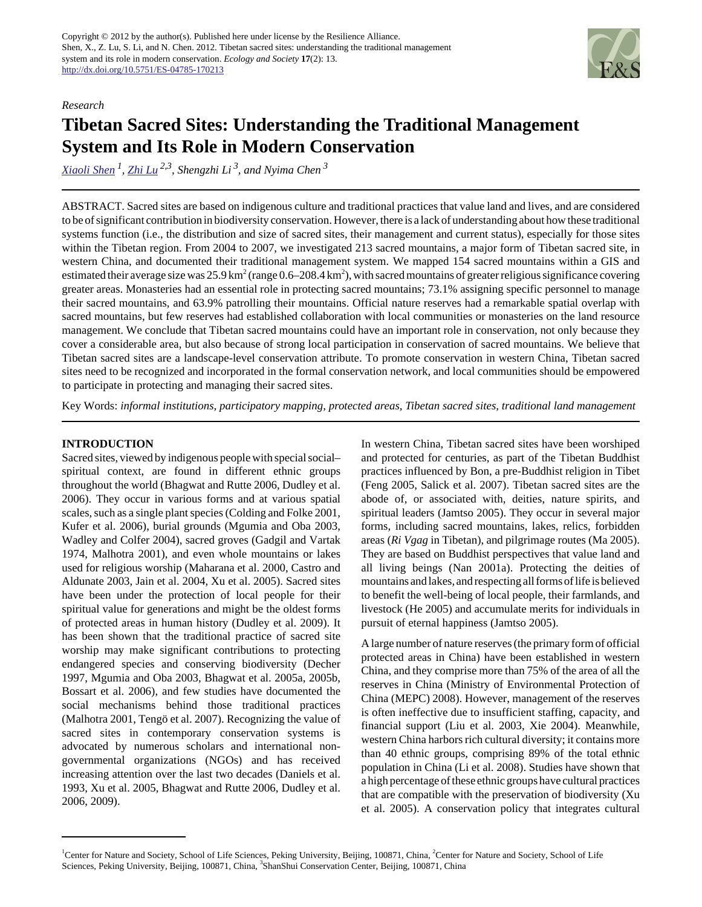Copyright © 2012 by the author(s). Published here under license by the Resilience Alliance.
Shen, X., Z. Lu, S. Li, and N. Chen. 2012. Tibetan sacred sites: understanding the traditional management system and its role in modern conservation. *Ecology and Society* **17**(2): 13.
http://dx.doi.org/10.5751/ES-04785-170213

*Research*

# Tibetan Sacred Sites: Understanding the Traditional Management System and Its Role in Modern Conservation

*Xiaoli Shen* [1], *Zhi Lu* [2,3], *Shengzhi Li* [3], *and Nyima Chen* [3]

ABSTRACT. Sacred sites are based on indigenous culture and traditional practices that value land and lives, and are considered to be of significant contribution in biodiversity conservation. However, there is a lack of understanding about how these traditional systems function (i.e., the distribution and size of sacred sites, their management and current status), especially for those sites within the Tibetan region. From 2004 to 2007, we investigated 213 sacred mountains, a major form of Tibetan sacred site, in western China, and documented their traditional management system. We mapped 154 sacred mountains within a GIS and estimated their average size was 25.9 km$^2$ (range 0.6–208.4 km$^2$), with sacred mountains of greater religious significance covering greater areas. Monasteries had an essential role in protecting sacred mountains; 73.1% assigning specific personnel to manage their sacred mountains, and 63.9% patrolling their mountains. Official nature reserves had a remarkable spatial overlap with sacred mountains, but few reserves had established collaboration with local communities or monasteries on the land resource management. We conclude that Tibetan sacred mountains could have an important role in conservation, not only because they cover a considerable area, but also because of strong local participation in conservation of sacred mountains. We believe that Tibetan sacred sites are a landscape-level conservation attribute. To promote conservation in western China, Tibetan sacred sites need to be recognized and incorporated in the formal conservation network, and local communities should be empowered to participate in protecting and managing their sacred sites.

Key Words: *informal institutions, participatory mapping, protected areas, Tibetan sacred sites, traditional land management*

## INTRODUCTION

Sacred sites, viewed by indigenous people with special social–spiritual context, are found in different ethnic groups throughout the world (Bhagwat and Rutte 2006, Dudley et al. 2006). They occur in various forms and at various spatial scales, such as a single plant species (Colding and Folke 2001, Kufer et al. 2006), burial grounds (Mgumia and Oba 2003, Wadley and Colfer 2004), sacred groves (Gadgil and Vartak 1974, Malhotra 2001), and even whole mountains or lakes used for religious worship (Maharana et al. 2000, Castro and Aldunate 2003, Jain et al. 2004, Xu et al. 2005). Sacred sites have been under the protection of local people for their spiritual value for generations and might be the oldest forms of protected areas in human history (Dudley et al. 2009). It has been shown that the traditional practice of sacred site worship may make significant contributions to protecting endangered species and conserving biodiversity (Decher 1997, Mgumia and Oba 2003, Bhagwat et al. 2005a, 2005b, Bossart et al. 2006), and few studies have documented the social mechanisms behind those traditional practices (Malhotra 2001, Tengö et al. 2007). Recognizing the value of sacred sites in contemporary conservation systems is advocated by numerous scholars and international non-governmental organizations (NGOs) and has received increasing attention over the last two decades (Daniels et al. 1993, Xu et al. 2005, Bhagwat and Rutte 2006, Dudley et al. 2006, 2009).

In western China, Tibetan sacred sites have been worshiped and protected for centuries, as part of the Tibetan Buddhist practices influenced by Bon, a pre-Buddhist religion in Tibet (Feng 2005, Salick et al. 2007). Tibetan sacred sites are the abode of, or associated with, deities, nature spirits, and spiritual leaders (Jamtso 2005). They occur in several major forms, including sacred mountains, lakes, relics, forbidden areas (*Ri Vgag* in Tibetan), and pilgrimage routes (Ma 2005). They are based on Buddhist perspectives that value land and all living beings (Nan 2001a). Protecting the deities of mountains and lakes, and respecting all forms of life is believed to benefit the well-being of local people, their farmlands, and livestock (He 2005) and accumulate merits for individuals in pursuit of eternal happiness (Jamtso 2005).

A large number of nature reserves (the primary form of official protected areas in China) have been established in western China, and they comprise more than 75% of the area of all the reserves in China (Ministry of Environmental Protection of China (MEPC) 2008). However, management of the reserves is often ineffective due to insufficient staffing, capacity, and financial support (Liu et al. 2003, Xie 2004). Meanwhile, western China harbors rich cultural diversity; it contains more than 40 ethnic groups, comprising 89% of the total ethnic population in China (Li et al. 2008). Studies have shown that a high percentage of these ethnic groups have cultural practices that are compatible with the preservation of biodiversity (Xu et al. 2005). A conservation policy that integrates cultural

[1] Center for Nature and Society, School of Life Sciences, Peking University, Beijing, 100871, China, [2] Center for Nature and Society, School of Life Sciences, Peking University, Beijing, 100871, China, [3] ShanShui Conservation Center, Beijing, 100871, China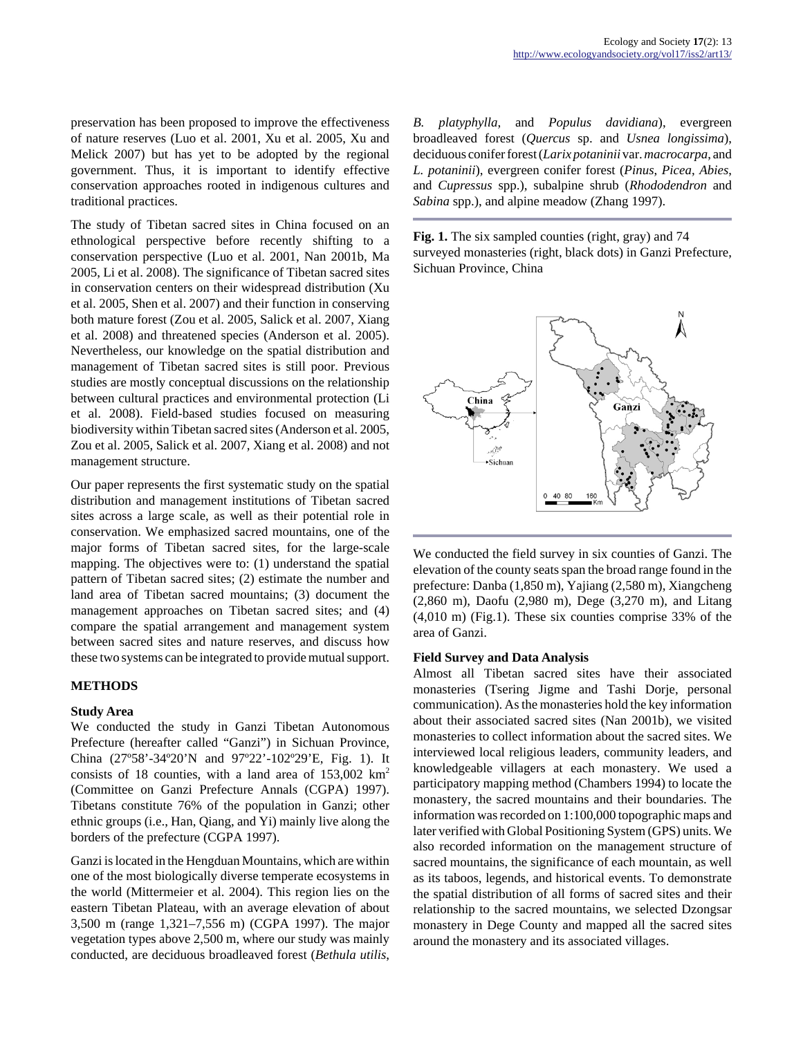preservation has been proposed to improve the effectiveness of nature reserves (Luo et al. 2001, Xu et al. 2005, Xu and Melick 2007) but has yet to be adopted by the regional government. Thus, it is important to identify effective conservation approaches rooted in indigenous cultures and traditional practices.

The study of Tibetan sacred sites in China focused on an ethnological perspective before recently shifting to a conservation perspective (Luo et al. 2001, Nan 2001b, Ma 2005, Li et al. 2008). The significance of Tibetan sacred sites in conservation centers on their widespread distribution (Xu et al. 2005, Shen et al. 2007) and their function in conserving both mature forest (Zou et al. 2005, Salick et al. 2007, Xiang et al. 2008) and threatened species (Anderson et al. 2005). Nevertheless, our knowledge on the spatial distribution and management of Tibetan sacred sites is still poor. Previous studies are mostly conceptual discussions on the relationship between cultural practices and environmental protection (Li et al. 2008). Field-based studies focused on measuring biodiversity within Tibetan sacred sites (Anderson et al. 2005, Zou et al. 2005, Salick et al. 2007, Xiang et al. 2008) and not management structure.

Our paper represents the first systematic study on the spatial distribution and management institutions of Tibetan sacred sites across a large scale, as well as their potential role in conservation. We emphasized sacred mountains, one of the major forms of Tibetan sacred sites, for the large-scale mapping. The objectives were to: (1) understand the spatial pattern of Tibetan sacred sites; (2) estimate the number and land area of Tibetan sacred mountains; (3) document the management approaches on Tibetan sacred sites; and (4) compare the spatial arrangement and management system between sacred sites and nature reserves, and discuss how these two systems can be integrated to provide mutual support.

## METHODS

### Study Area

We conducted the study in Ganzi Tibetan Autonomous Prefecture (hereafter called "Ganzi") in Sichuan Province, China (27º58'-34º20'N and 97º22'-102º29'E, Fig. 1). It consists of 18 counties, with a land area of 153,002 km$^2$ (Committee on Ganzi Prefecture Annals (CGPA) 1997). Tibetans constitute 76% of the population in Ganzi; other ethnic groups (i.e., Han, Qiang, and Yi) mainly live along the borders of the prefecture (CGPA 1997).

Ganzi is located in the Hengduan Mountains, which are within one of the most biologically diverse temperate ecosystems in the world (Mittermeier et al. 2004). This region lies on the eastern Tibetan Plateau, with an average elevation of about 3,500 m (range 1,321–7,556 m) (CGPA 1997). The major vegetation types above 2,500 m, where our study was mainly conducted, are deciduous broadleaved forest (*Bethula utilis*, *B. platyphylla*, and *Populus davidiana*), evergreen broadleaved forest (*Quercus* sp. and *Usnea longissima*), deciduous conifer forest (*Larix potaninii* var. *macrocarpa*, and *L. potaninii*), evergreen conifer forest (*Pinus*, *Picea*, *Abies*, and *Cupressus* spp.), subalpine shrub (*Rhododendron* and *Sabina* spp.), and alpine meadow (Zhang 1997).

**Fig. 1.** The six sampled counties (right, gray) and 74 surveyed monasteries (right, black dots) in Ganzi Prefecture, Sichuan Province, China

We conducted the field survey in six counties of Ganzi. The elevation of the county seats span the broad range found in the prefecture: Danba (1,850 m), Yajiang (2,580 m), Xiangcheng (2,860 m), Daofu (2,980 m), Dege (3,270 m), and Litang (4,010 m) (Fig.1). These six counties comprise 33% of the area of Ganzi.

### Field Survey and Data Analysis

Almost all Tibetan sacred sites have their associated monasteries (Tsering Jigme and Tashi Dorje, personal communication). As the monasteries hold the key information about their associated sacred sites (Nan 2001b), we visited monasteries to collect information about the sacred sites. We interviewed local religious leaders, community leaders, and knowledgeable villagers at each monastery. We used a participatory mapping method (Chambers 1994) to locate the monastery, the sacred mountains and their boundaries. The information was recorded on 1:100,000 topographic maps and later verified with Global Positioning System (GPS) units. We also recorded information on the management structure of sacred mountains, the significance of each mountain, as well as its taboos, legends, and historical events. To demonstrate the spatial distribution of all forms of sacred sites and their relationship to the sacred mountains, we selected Dzongsar monastery in Dege County and mapped all the sacred sites around the monastery and its associated villages.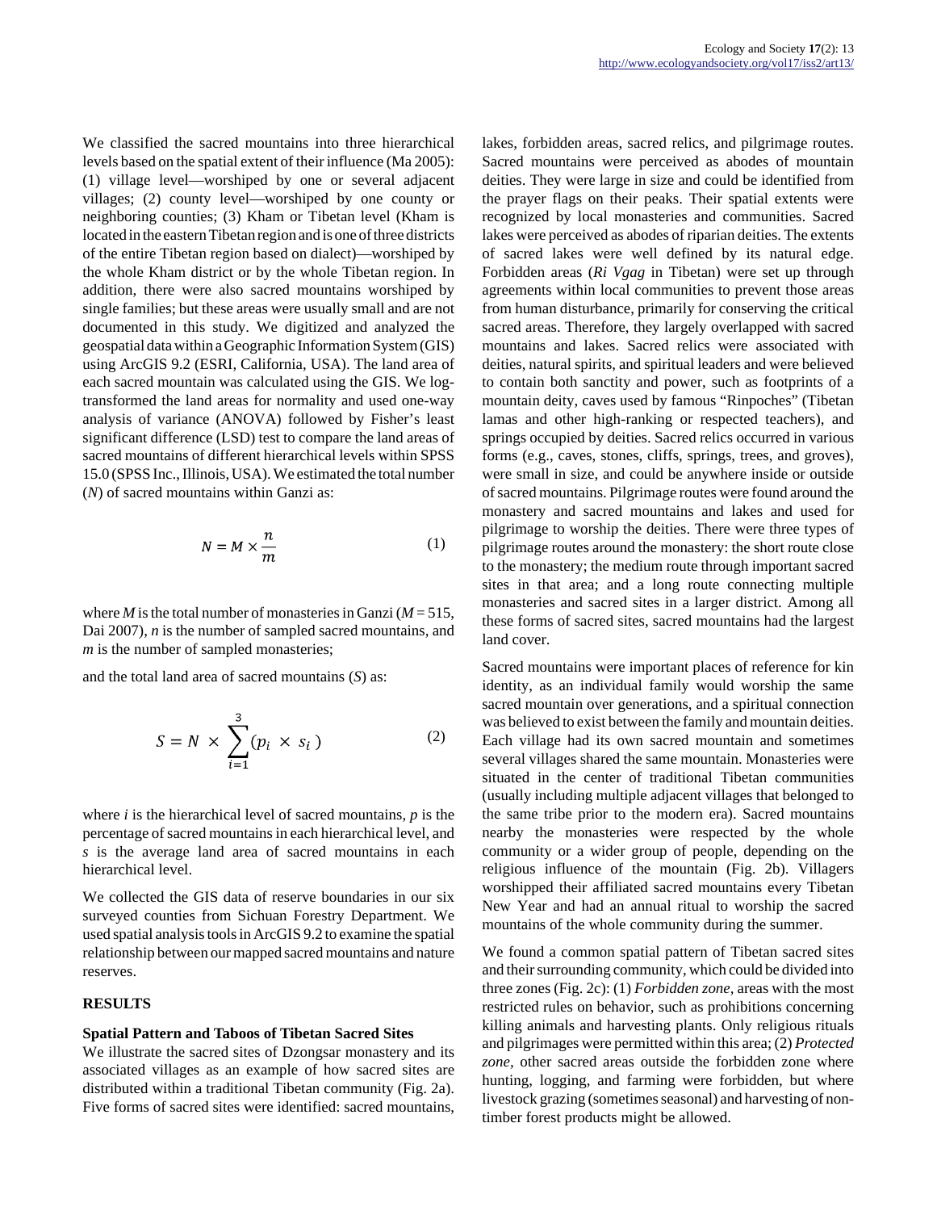We classified the sacred mountains into three hierarchical levels based on the spatial extent of their influence (Ma 2005): (1) village level—worshiped by one or several adjacent villages; (2) county level—worshiped by one county or neighboring counties; (3) Kham or Tibetan level (Kham is located in the eastern Tibetan region and is one of three districts of the entire Tibetan region based on dialect)—worshiped by the whole Kham district or by the whole Tibetan region. In addition, there were also sacred mountains worshiped by single families; but these areas were usually small and are not documented in this study. We digitized and analyzed the geospatial data within a Geographic Information System (GIS) using ArcGIS 9.2 (ESRI, California, USA). The land area of each sacred mountain was calculated using the GIS. We log-transformed the land areas for normality and used one-way analysis of variance (ANOVA) followed by Fisher's least significant difference (LSD) test to compare the land areas of sacred mountains of different hierarchical levels within SPSS 15.0 (SPSS Inc., Illinois, USA). We estimated the total number ($N$) of sacred mountains within Ganzi as:

$$N = M \times \frac{n}{m} \tag{1}$$

where $M$ is the total number of monasteries in Ganzi ($M = 515$, Dai 2007), $n$ is the number of sampled sacred mountains, and $m$ is the number of sampled monasteries;

and the total land area of sacred mountains ($S$) as:

$$S = N \times \sum_{i=1}^{3} (p_i \times s_i) \tag{2}$$

where $i$ is the hierarchical level of sacred mountains, $p$ is the percentage of sacred mountains in each hierarchical level, and $s$ is the average land area of sacred mountains in each hierarchical level.

We collected the GIS data of reserve boundaries in our six surveyed counties from Sichuan Forestry Department. We used spatial analysis tools in ArcGIS 9.2 to examine the spatial relationship between our mapped sacred mountains and nature reserves.

## RESULTS

### Spatial Pattern and Taboos of Tibetan Sacred Sites

We illustrate the sacred sites of Dzongsar monastery and its associated villages as an example of how sacred sites are distributed within a traditional Tibetan community (Fig. 2a). Five forms of sacred sites were identified: sacred mountains, lakes, forbidden areas, sacred relics, and pilgrimage routes. Sacred mountains were perceived as abodes of mountain deities. They were large in size and could be identified from the prayer flags on their peaks. Their spatial extents were recognized by local monasteries and communities. Sacred lakes were perceived as abodes of riparian deities. The extents of sacred lakes were well defined by its natural edge. Forbidden areas (*Ri Vgag* in Tibetan) were set up through agreements within local communities to prevent those areas from human disturbance, primarily for conserving the critical sacred areas. Therefore, they largely overlapped with sacred mountains and lakes. Sacred relics were associated with deities, natural spirits, and spiritual leaders and were believed to contain both sanctity and power, such as footprints of a mountain deity, caves used by famous "Rinpoches" (Tibetan lamas and other high-ranking or respected teachers), and springs occupied by deities. Sacred relics occurred in various forms (e.g., caves, stones, cliffs, springs, trees, and groves), were small in size, and could be anywhere inside or outside of sacred mountains. Pilgrimage routes were found around the monastery and sacred mountains and lakes and used for pilgrimage to worship the deities. There were three types of pilgrimage routes around the monastery: the short route close to the monastery; the medium route through important sacred sites in that area; and a long route connecting multiple monasteries and sacred sites in a larger district. Among all these forms of sacred sites, sacred mountains had the largest land cover.

Sacred mountains were important places of reference for kin identity, as an individual family would worship the same sacred mountain over generations, and a spiritual connection was believed to exist between the family and mountain deities. Each village had its own sacred mountain and sometimes several villages shared the same mountain. Monasteries were situated in the center of traditional Tibetan communities (usually including multiple adjacent villages that belonged to the same tribe prior to the modern era). Sacred mountains nearby the monasteries were respected by the whole community or a wider group of people, depending on the religious influence of the mountain (Fig. 2b). Villagers worshipped their affiliated sacred mountains every Tibetan New Year and had an annual ritual to worship the sacred mountains of the whole community during the summer.

We found a common spatial pattern of Tibetan sacred sites and their surrounding community, which could be divided into three zones (Fig. 2c): (1) *Forbidden zone*, areas with the most restricted rules on behavior, such as prohibitions concerning killing animals and harvesting plants. Only religious rituals and pilgrimages were permitted within this area; (2) *Protected zone*, other sacred areas outside the forbidden zone where hunting, logging, and farming were forbidden, but where livestock grazing (sometimes seasonal) and harvesting of non-timber forest products might be allowed.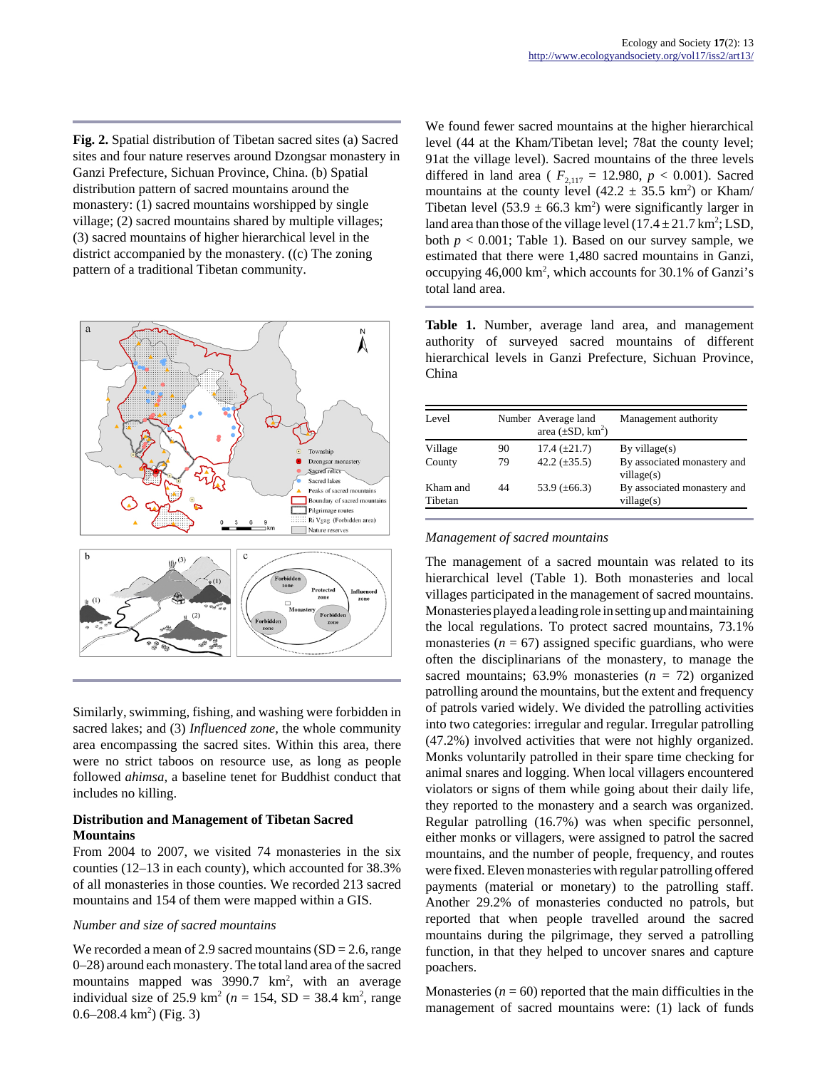**Fig. 2.** Spatial distribution of Tibetan sacred sites (a) Sacred sites and four nature reserves around Dzongsar monastery in Ganzi Prefecture, Sichuan Province, China. (b) Spatial distribution pattern of sacred mountains around the monastery: (1) sacred mountains worshipped by single village; (2) sacred mountains shared by multiple villages; (3) sacred mountains of higher hierarchical level in the district accompanied by the monastery. ((c) The zoning pattern of a traditional Tibetan community.

Similarly, swimming, fishing, and washing were forbidden in sacred lakes; and (3) *Influenced zone*, the whole community area encompassing the sacred sites. Within this area, there were no strict taboos on resource use, as long as people followed *ahimsa*, a baseline tenet for Buddhist conduct that includes no killing.

## Distribution and Management of Tibetan Sacred Mountains

From 2004 to 2007, we visited 74 monasteries in the six counties (12–13 in each county), which accounted for 38.3% of all monasteries in those counties. We recorded 213 sacred mountains and 154 of them were mapped within a GIS.

### *Number and size of sacred mountains*

We recorded a mean of 2.9 sacred mountains (SD = 2.6, range 0–28) around each monastery. The total land area of the sacred mountains mapped was 3990.7 km$^2$, with an average individual size of 25.9 km$^2$ ($n$ = 154, SD = 38.4 km$^2$, range 0.6–208.4 km$^2$) (Fig. 3)

We found fewer sacred mountains at the higher hierarchical level (44 at the Kham/Tibetan level; 78at the county level; 91at the village level). Sacred mountains of the three levels differed in land area ( $F_{2,117}$ = 12.980, $p < 0.001$). Sacred mountains at the county level (42.2 ± 35.5 km$^2$) or Kham/Tibetan level (53.9 ± 66.3 km$^2$) were significantly larger in land area than those of the village level (17.4 ± 21.7 km$^2$; LSD, both $p < 0.001$; Table 1). Based on our survey sample, we estimated that there were 1,480 sacred mountains in Ganzi, occupying 46,000 km$^2$, which accounts for 30.1% of Ganzi's total land area.

**Table 1.** Number, average land area, and management authority of surveyed sacred mountains of different hierarchical levels in Ganzi Prefecture, Sichuan Province, China

| Level | Number | Average land area (±SD, km$^2$) | Management authority |
|---|---|---|---|
| Village | 90 | 17.4 (±21.7) | By village(s) |
| County | 79 | 42.2 (±35.5) | By associated monastery and village(s) |
| Kham and Tibetan | 44 | 53.9 (±66.3) | By associated monastery and village(s) |

### *Management of sacred mountains*

The management of a sacred mountain was related to its hierarchical level (Table 1). Both monasteries and local villages participated in the management of sacred mountains. Monasteries played a leading role in setting up and maintaining the local regulations. To protect sacred mountains, 73.1% monasteries ($n$ = 67) assigned specific guardians, who were often the disciplinarians of the monastery, to manage the sacred mountains; 63.9% monasteries ($n$ = 72) organized patrolling around the mountains, but the extent and frequency of patrols varied widely. We divided the patrolling activities into two categories: irregular and regular. Irregular patrolling (47.2%) involved activities that were not highly organized. Monks voluntarily patrolled in their spare time checking for animal snares and logging. When local villagers encountered violators or signs of them while going about their daily life, they reported to the monastery and a search was organized. Regular patrolling (16.7%) was when specific personnel, either monks or villagers, were assigned to patrol the sacred mountains, and the number of people, frequency, and routes were fixed. Eleven monasteries with regular patrolling offered payments (material or monetary) to the patrolling staff. Another 29.2% of monasteries conducted no patrols, but reported that when people travelled around the sacred mountains during the pilgrimage, they served a patrolling function, in that they helped to uncover snares and capture poachers.

Monasteries ($n$ = 60) reported that the main difficulties in the management of sacred mountains were: (1) lack of funds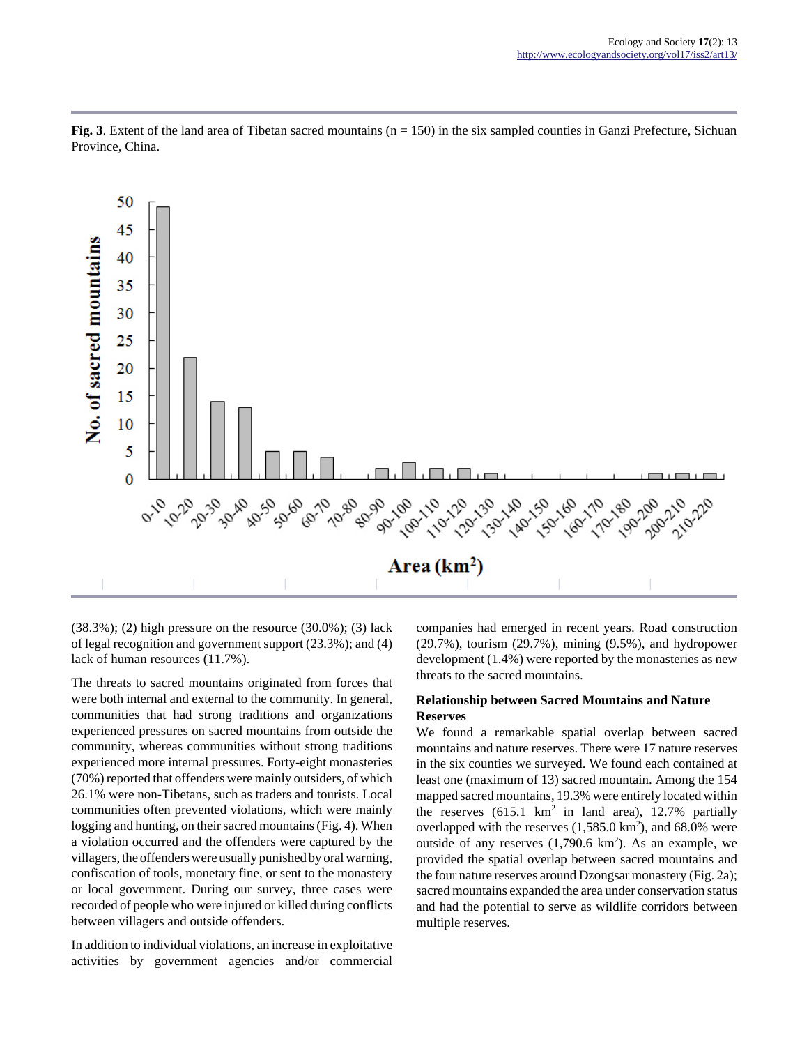**Fig. 3**. Extent of the land area of Tibetan sacred mountains (n = 150) in the six sampled counties in Ganzi Prefecture, Sichuan Province, China.

(38.3%); (2) high pressure on the resource (30.0%); (3) lack of legal recognition and government support (23.3%); and (4) lack of human resources (11.7%).

The threats to sacred mountains originated from forces that were both internal and external to the community. In general, communities that had strong traditions and organizations experienced pressures on sacred mountains from outside the community, whereas communities without strong traditions experienced more internal pressures. Forty-eight monasteries (70%) reported that offenders were mainly outsiders, of which 26.1% were non-Tibetans, such as traders and tourists. Local communities often prevented violations, which were mainly logging and hunting, on their sacred mountains (Fig. 4). When a violation occurred and the offenders were captured by the villagers, the offenders were usually punished by oral warning, confiscation of tools, monetary fine, or sent to the monastery or local government. During our survey, three cases were recorded of people who were injured or killed during conflicts between villagers and outside offenders.

In addition to individual violations, an increase in exploitative activities by government agencies and/or commercial companies had emerged in recent years. Road construction (29.7%), tourism (29.7%), mining (9.5%), and hydropower development (1.4%) were reported by the monasteries as new threats to the sacred mountains.

### Relationship between Sacred Mountains and Nature Reserves

We found a remarkable spatial overlap between sacred mountains and nature reserves. There were 17 nature reserves in the six counties we surveyed. We found each contained at least one (maximum of 13) sacred mountain. Among the 154 mapped sacred mountains, 19.3% were entirely located within the reserves (615.1 $km^2$ in land area), 12.7% partially overlapped with the reserves (1,585.0 $km^2$), and 68.0% were outside of any reserves (1,790.6 $km^2$). As an example, we provided the spatial overlap between sacred mountains and the four nature reserves around Dzongsar monastery (Fig. 2a); sacred mountains expanded the area under conservation status and had the potential to serve as wildlife corridors between multiple reserves.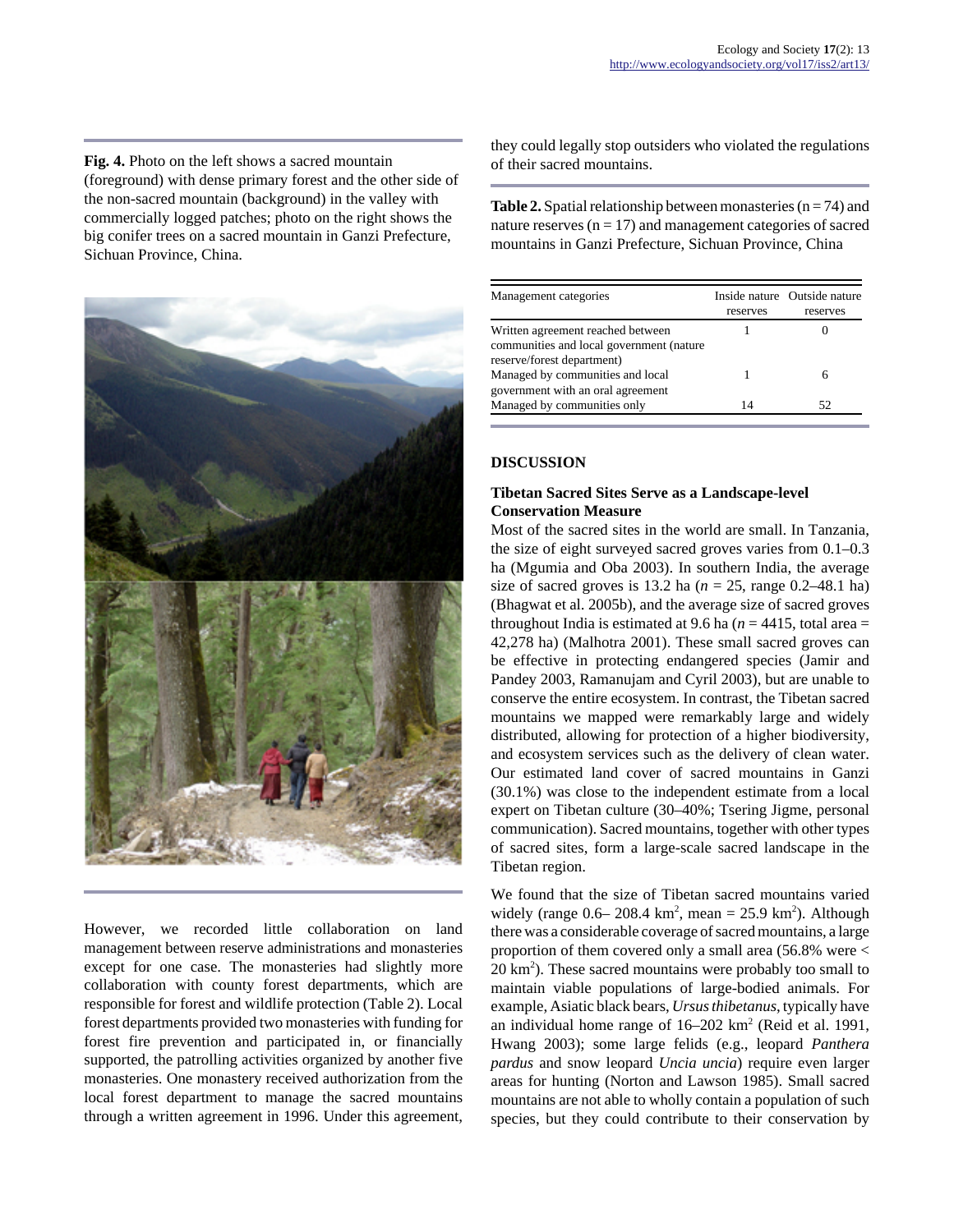**Fig. 4.** Photo on the left shows a sacred mountain (foreground) with dense primary forest and the other side of the non-sacred mountain (background) in the valley with commercially logged patches; photo on the right shows the big conifer trees on a sacred mountain in Ganzi Prefecture, Sichuan Province, China.

However, we recorded little collaboration on land management between reserve administrations and monasteries except for one case. The monasteries had slightly more collaboration with county forest departments, which are responsible for forest and wildlife protection (Table 2). Local forest departments provided two monasteries with funding for forest fire prevention and participated in, or financially supported, the patrolling activities organized by another five monasteries. One monastery received authorization from the local forest department to manage the sacred mountains through a written agreement in 1996. Under this agreement, they could legally stop outsiders who violated the regulations of their sacred mountains.

**Table 2.** Spatial relationship between monasteries (n = 74) and nature reserves (n = 17) and management categories of sacred mountains in Ganzi Prefecture, Sichuan Province, China

| Management categories | Inside nature reserves | Outside nature reserves |
|---|---|---|
| Written agreement reached between communities and local government (nature reserve/forest department) | 1 | 0 |
| Managed by communities and local government with an oral agreement | 1 | 6 |
| Managed by communities only | 14 | 52 |

## DISCUSSION

### Tibetan Sacred Sites Serve as a Landscape-level Conservation Measure

Most of the sacred sites in the world are small. In Tanzania, the size of eight surveyed sacred groves varies from 0.1–0.3 ha (Mgumia and Oba 2003). In southern India, the average size of sacred groves is 13.2 ha ($n$ = 25, range 0.2–48.1 ha) (Bhagwat et al. 2005b), and the average size of sacred groves throughout India is estimated at 9.6 ha ($n$ = 4415, total area = 42,278 ha) (Malhotra 2001). These small sacred groves can be effective in protecting endangered species (Jamir and Pandey 2003, Ramanujam and Cyril 2003), but are unable to conserve the entire ecosystem. In contrast, the Tibetan sacred mountains we mapped were remarkably large and widely distributed, allowing for protection of a higher biodiversity, and ecosystem services such as the delivery of clean water. Our estimated land cover of sacred mountains in Ganzi (30.1%) was close to the independent estimate from a local expert on Tibetan culture (30–40%; Tsering Jigme, personal communication). Sacred mountains, together with other types of sacred sites, form a large-scale sacred landscape in the Tibetan region.

We found that the size of Tibetan sacred mountains varied widely (range 0.6– 208.4 $km^2$, mean = 25.9 $km^2$). Although there was a considerable coverage of sacred mountains, a large proportion of them covered only a small area (56.8% were < 20 $km^2$). These sacred mountains were probably too small to maintain viable populations of large-bodied animals. For example, Asiatic black bears, *Ursus thibetanus*, typically have an individual home range of 16–202 $km^2$ (Reid et al. 1991, Hwang 2003); some large felids (e.g., leopard *Panthera pardus* and snow leopard *Uncia uncia*) require even larger areas for hunting (Norton and Lawson 1985). Small sacred mountains are not able to wholly contain a population of such species, but they could contribute to their conservation by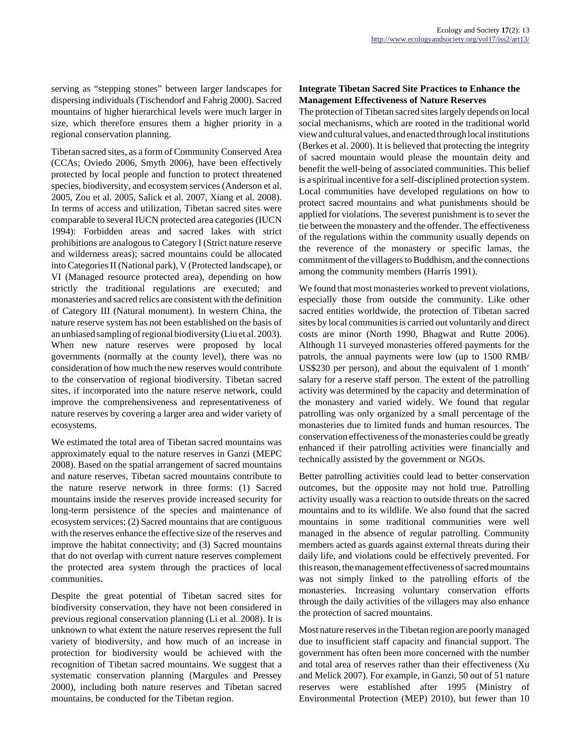serving as "stepping stones" between larger landscapes for dispersing individuals (Tischendorf and Fahrig 2000). Sacred mountains of higher hierarchical levels were much larger in size, which therefore ensures them a higher priority in a regional conservation planning.

Tibetan sacred sites, as a form of Community Conserved Area (CCAs; Oviedo 2006, Smyth 2006), have been effectively protected by local people and function to protect threatened species, biodiversity, and ecosystem services (Anderson et al. 2005, Zou et al. 2005, Salick et al. 2007, Xiang et al. 2008). In terms of access and utilization, Tibetan sacred sites were comparable to several IUCN protected area categories (IUCN 1994): Forbidden areas and sacred lakes with strict prohibitions are analogous to Category I (Strict nature reserve and wilderness areas); sacred mountains could be allocated into Categories II (National park), V (Protected landscape), or VI (Managed resource protected area), depending on how strictly the traditional regulations are executed; and monasteries and sacred relics are consistent with the definition of Category III (Natural monument). In western China, the nature reserve system has not been established on the basis of an unbiased sampling of regional biodiversity (Liu et al. 2003). When new nature reserves were proposed by local governments (normally at the county level), there was no consideration of how much the new reserves would contribute to the conservation of regional biodiversity. Tibetan sacred sites, if incorporated into the nature reserve network, could improve the comprehensiveness and representativeness of nature reserves by covering a larger area and wider variety of ecosystems.

We estimated the total area of Tibetan sacred mountains was approximately equal to the nature reserves in Ganzi (MEPC 2008). Based on the spatial arrangement of sacred mountains and nature reserves, Tibetan sacred mountains contribute to the nature reserve network in three forms: (1) Sacred mountains inside the reserves provide increased security for long-term persistence of the species and maintenance of ecosystem services; (2) Sacred mountains that are contiguous with the reserves enhance the effective size of the reserves and improve the habitat connectivity; and (3) Sacred mountains that do not overlap with current nature reserves complement the protected area system through the practices of local communities.

Despite the great potential of Tibetan sacred sites for biodiversity conservation, they have not been considered in previous regional conservation planning (Li et al. 2008). It is unknown to what extent the nature reserves represent the full variety of biodiversity, and how much of an increase in protection for biodiversity would be achieved with the recognition of Tibetan sacred mountains. We suggest that a systematic conservation planning (Margules and Pressey 2000), including both nature reserves and Tibetan sacred mountains, be conducted for the Tibetan region.

**Integrate Tibetan Sacred Site Practices to Enhance the Management Effectiveness of Nature Reserves**

The protection of Tibetan sacred sites largely depends on local social mechanisms, which are rooted in the traditional world view and cultural values, and enacted through local institutions (Berkes et al. 2000). It is believed that protecting the integrity of sacred mountain would please the mountain deity and benefit the well-being of associated communities. This belief is a spiritual incentive for a self-disciplined protection system. Local communities have developed regulations on how to protect sacred mountains and what punishments should be applied for violations. The severest punishment is to sever the tie between the monastery and the offender. The effectiveness of the regulations within the community usually depends on the reverence of the monastery or specific lamas, the commitment of the villagers to Buddhism, and the connections among the community members (Harris 1991).

We found that most monasteries worked to prevent violations, especially those from outside the community. Like other sacred entities worldwide, the protection of Tibetan sacred sites by local communities is carried out voluntarily and direct costs are minor (North 1990, Bhagwat and Rutte 2006). Although 11 surveyed monasteries offered payments for the patrols, the annual payments were low (up to 1500 RMB/ US$230 per person), and about the equivalent of 1 month' salary for a reserve staff person. The extent of the patrolling activity was determined by the capacity and determination of the monastery and varied widely. We found that regular patrolling was only organized by a small percentage of the monasteries due to limited funds and human resources. The conservation effectiveness of the monasteries could be greatly enhanced if their patrolling activities were financially and technically assisted by the government or NGOs.

Better patrolling activities could lead to better conservation outcomes, but the opposite may not hold true. Patrolling activity usually was a reaction to outside threats on the sacred mountains and to its wildlife. We also found that the sacred mountains in some traditional communities were well managed in the absence of regular patrolling. Community members acted as guards against external threats during their daily life, and violations could be effectively prevented. For this reason, the management effectiveness of sacred mountains was not simply linked to the patrolling efforts of the monasteries. Increasing voluntary conservation efforts through the daily activities of the villagers may also enhance the protection of sacred mountains.

Most nature reserves in the Tibetan region are poorly managed due to insufficient staff capacity and financial support. The government has often been more concerned with the number and total area of reserves rather than their effectiveness (Xu and Melick 2007). For example, in Ganzi, 50 out of 51 nature reserves were established after 1995 (Ministry of Environmental Protection (MEP) 2010), but fewer than 10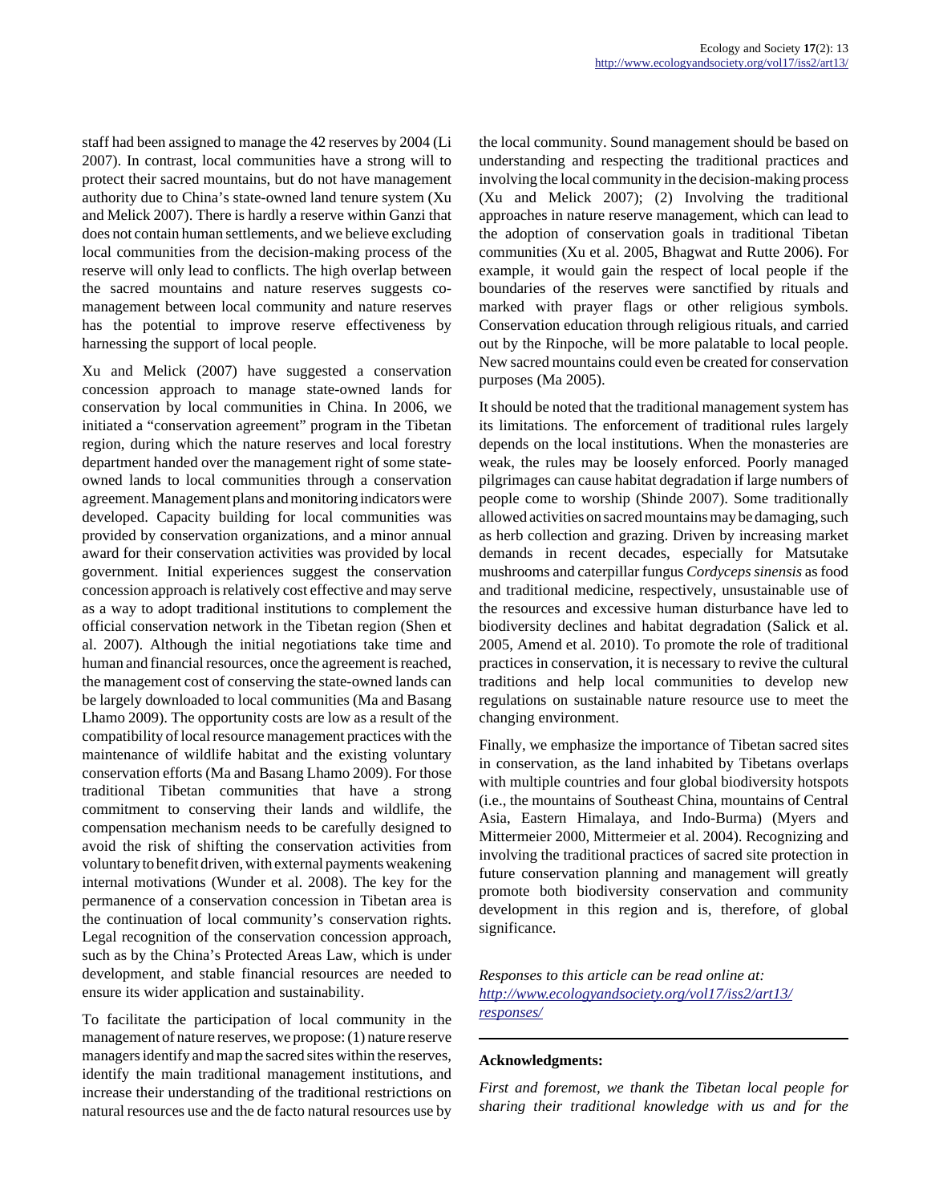staff had been assigned to manage the 42 reserves by 2004 (Li 2007). In contrast, local communities have a strong will to protect their sacred mountains, but do not have management authority due to China's state-owned land tenure system (Xu and Melick 2007). There is hardly a reserve within Ganzi that does not contain human settlements, and we believe excluding local communities from the decision-making process of the reserve will only lead to conflicts. The high overlap between the sacred mountains and nature reserves suggests co-management between local community and nature reserves has the potential to improve reserve effectiveness by harnessing the support of local people.

Xu and Melick (2007) have suggested a conservation concession approach to manage state-owned lands for conservation by local communities in China. In 2006, we initiated a "conservation agreement" program in the Tibetan region, during which the nature reserves and local forestry department handed over the management right of some state-owned lands to local communities through a conservation agreement. Management plans and monitoring indicators were developed. Capacity building for local communities was provided by conservation organizations, and a minor annual award for their conservation activities was provided by local government. Initial experiences suggest the conservation concession approach is relatively cost effective and may serve as a way to adopt traditional institutions to complement the official conservation network in the Tibetan region (Shen et al. 2007). Although the initial negotiations take time and human and financial resources, once the agreement is reached, the management cost of conserving the state-owned lands can be largely downloaded to local communities (Ma and Basang Lhamo 2009). The opportunity costs are low as a result of the compatibility of local resource management practices with the maintenance of wildlife habitat and the existing voluntary conservation efforts (Ma and Basang Lhamo 2009). For those traditional Tibetan communities that have a strong commitment to conserving their lands and wildlife, the compensation mechanism needs to be carefully designed to avoid the risk of shifting the conservation activities from voluntary to benefit driven, with external payments weakening internal motivations (Wunder et al. 2008). The key for the permanence of a conservation concession in Tibetan area is the continuation of local community's conservation rights. Legal recognition of the conservation concession approach, such as by the China's Protected Areas Law, which is under development, and stable financial resources are needed to ensure its wider application and sustainability.

To facilitate the participation of local community in the management of nature reserves, we propose: (1) nature reserve managers identify and map the sacred sites within the reserves, identify the main traditional management institutions, and increase their understanding of the traditional restrictions on natural resources use and the de facto natural resources use by the local community. Sound management should be based on understanding and respecting the traditional practices and involving the local community in the decision-making process (Xu and Melick 2007); (2) Involving the traditional approaches in nature reserve management, which can lead to the adoption of conservation goals in traditional Tibetan communities (Xu et al. 2005, Bhagwat and Rutte 2006). For example, it would gain the respect of local people if the boundaries of the reserves were sanctified by rituals and marked with prayer flags or other religious symbols. Conservation education through religious rituals, and carried out by the Rinpoche, will be more palatable to local people. New sacred mountains could even be created for conservation purposes (Ma 2005).

It should be noted that the traditional management system has its limitations. The enforcement of traditional rules largely depends on the local institutions. When the monasteries are weak, the rules may be loosely enforced. Poorly managed pilgrimages can cause habitat degradation if large numbers of people come to worship (Shinde 2007). Some traditionally allowed activities on sacred mountains may be damaging, such as herb collection and grazing. Driven by increasing market demands in recent decades, especially for Matsutake mushrooms and caterpillar fungus *Cordyceps sinensis* as food and traditional medicine, respectively, unsustainable use of the resources and excessive human disturbance have led to biodiversity declines and habitat degradation (Salick et al. 2005, Amend et al. 2010). To promote the role of traditional practices in conservation, it is necessary to revive the cultural traditions and help local communities to develop new regulations on sustainable nature resource use to meet the changing environment.

Finally, we emphasize the importance of Tibetan sacred sites in conservation, as the land inhabited by Tibetans overlaps with multiple countries and four global biodiversity hotspots (i.e., the mountains of Southeast China, mountains of Central Asia, Eastern Himalaya, and Indo-Burma) (Myers and Mittermeier 2000, Mittermeier et al. 2004). Recognizing and involving the traditional practices of sacred site protection in future conservation planning and management will greatly promote both biodiversity conservation and community development in this region and is, therefore, of global significance.

*Responses to this article can be read online at:* *http://www.ecologyandsociety.org/vol17/iss2/art13/responses/*

---

**Acknowledgments:**

*First and foremost, we thank the Tibetan local people for sharing their traditional knowledge with us and for the*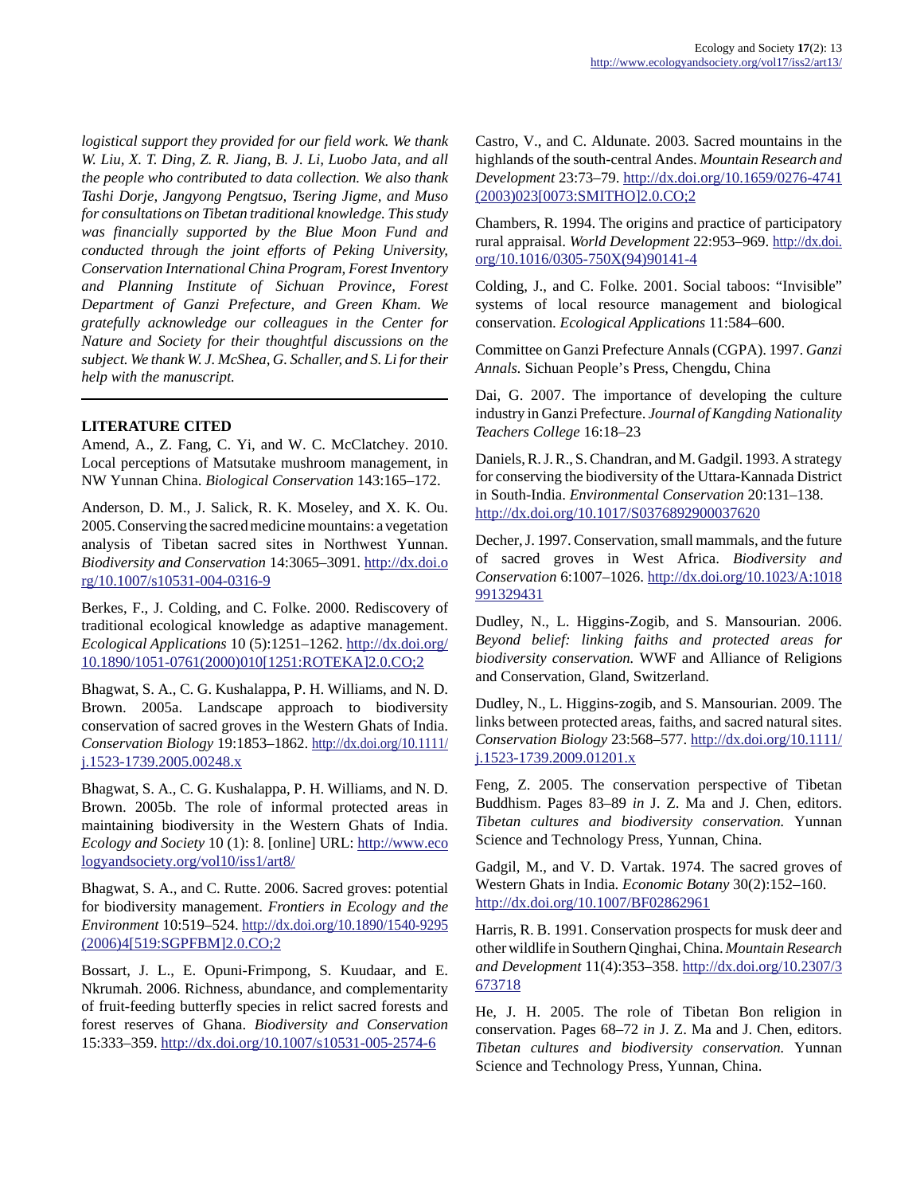*logistical support they provided for our field work. We thank W. Liu, X. T. Ding, Z. R. Jiang, B. J. Li, Luobo Jata, and all the people who contributed to data collection. We also thank Tashi Dorje, Jangyong Pengtsuo, Tsering Jigme, and Muso for consultations on Tibetan traditional knowledge. This study was financially supported by the Blue Moon Fund and conducted through the joint efforts of Peking University, Conservation International China Program, Forest Inventory and Planning Institute of Sichuan Province, Forest Department of Ganzi Prefecture, and Green Kham. We gratefully acknowledge our colleagues in the Center for Nature and Society for their thoughtful discussions on the subject. We thank W. J. McShea, G. Schaller, and S. Li for their help with the manuscript.*

---

**LITERATURE CITED**

Amend, A., Z. Fang, C. Yi, and W. C. McClatchey. 2010. Local perceptions of Matsutake mushroom management, in NW Yunnan China. *Biological Conservation* 143:165–172.

Anderson, D. M., J. Salick, R. K. Moseley, and X. K. Ou. 2005. Conserving the sacred medicine mountains: a vegetation analysis of Tibetan sacred sites in Northwest Yunnan. *Biodiversity and Conservation* 14:3065–3091. http://dx.doi.org/10.1007/s10531-004-0316-9

Berkes, F., J. Colding, and C. Folke. 2000. Rediscovery of traditional ecological knowledge as adaptive management. *Ecological Applications* 10 (5):1251–1262. http://dx.doi.org/10.1890/1051-0761(2000)010[1251:ROTEKA]2.0.CO;2

Bhagwat, S. A., C. G. Kushalappa, P. H. Williams, and N. D. Brown. 2005a. Landscape approach to biodiversity conservation of sacred groves in the Western Ghats of India. *Conservation Biology* 19:1853–1862. http://dx.doi.org/10.1111/j.1523-1739.2005.00248.x

Bhagwat, S. A., C. G. Kushalappa, P. H. Williams, and N. D. Brown. 2005b. The role of informal protected areas in maintaining biodiversity in the Western Ghats of India. *Ecology and Society* 10 (1): 8. [online] URL: http://www.ecologyandsociety.org/vol10/iss1/art8/

Bhagwat, S. A., and C. Rutte. 2006. Sacred groves: potential for biodiversity management. *Frontiers in Ecology and the Environment* 10:519–524. http://dx.doi.org/10.1890/1540-9295(2006)4[519:SGPFBM]2.0.CO;2

Bossart, J. L., E. Opuni-Frimpong, S. Kuudaar, and E. Nkrumah. 2006. Richness, abundance, and complementarity of fruit-feeding butterfly species in relict sacred forests and forest reserves of Ghana. *Biodiversity and Conservation* 15:333–359. http://dx.doi.org/10.1007/s10531-005-2574-6

Castro, V., and C. Aldunate. 2003. Sacred mountains in the highlands of the south-central Andes. *Mountain Research and Development* 23:73–79. http://dx.doi.org/10.1659/0276-4741(2003)023[0073:SMITHO]2.0.CO;2

Chambers, R. 1994. The origins and practice of participatory rural appraisal. *World Development* 22:953–969. http://dx.doi.org/10.1016/0305-750X(94)90141-4

Colding, J., and C. Folke. 2001. Social taboos: "Invisible" systems of local resource management and biological conservation. *Ecological Applications* 11:584–600.

Committee on Ganzi Prefecture Annals (CGPA). 1997. *Ganzi Annals.* Sichuan People's Press, Chengdu, China

Dai, G. 2007. The importance of developing the culture industry in Ganzi Prefecture. *Journal of Kangding Nationality Teachers College* 16:18–23

Daniels, R. J. R., S. Chandran, and M. Gadgil. 1993. A strategy for conserving the biodiversity of the Uttara-Kannada District in South-India. *Environmental Conservation* 20:131–138. http://dx.doi.org/10.1017/S0376892900037620

Decher, J. 1997. Conservation, small mammals, and the future of sacred groves in West Africa. *Biodiversity and Conservation* 6:1007–1026. http://dx.doi.org/10.1023/A:1018991329431

Dudley, N., L. Higgins-Zogib, and S. Mansourian. 2006. *Beyond belief: linking faiths and protected areas for biodiversity conservation.* WWF and Alliance of Religions and Conservation, Gland, Switzerland.

Dudley, N., L. Higgins-zogib, and S. Mansourian. 2009. The links between protected areas, faiths, and sacred natural sites. *Conservation Biology* 23:568–577. http://dx.doi.org/10.1111/j.1523-1739.2009.01201.x

Feng, Z. 2005. The conservation perspective of Tibetan Buddhism. Pages 83–89 *in* J. Z. Ma and J. Chen, editors. *Tibetan cultures and biodiversity conservation.* Yunnan Science and Technology Press, Yunnan, China.

Gadgil, M., and V. D. Vartak. 1974. The sacred groves of Western Ghats in India. *Economic Botany* 30(2):152–160. http://dx.doi.org/10.1007/BF02862961

Harris, R. B. 1991. Conservation prospects for musk deer and other wildlife in Southern Qinghai, China. *Mountain Research and Development* 11(4):353–358. http://dx.doi.org/10.2307/3673718

He, J. H. 2005. The role of Tibetan Bon religion in conservation. Pages 68–72 *in* J. Z. Ma and J. Chen, editors. *Tibetan cultures and biodiversity conservation.* Yunnan Science and Technology Press, Yunnan, China.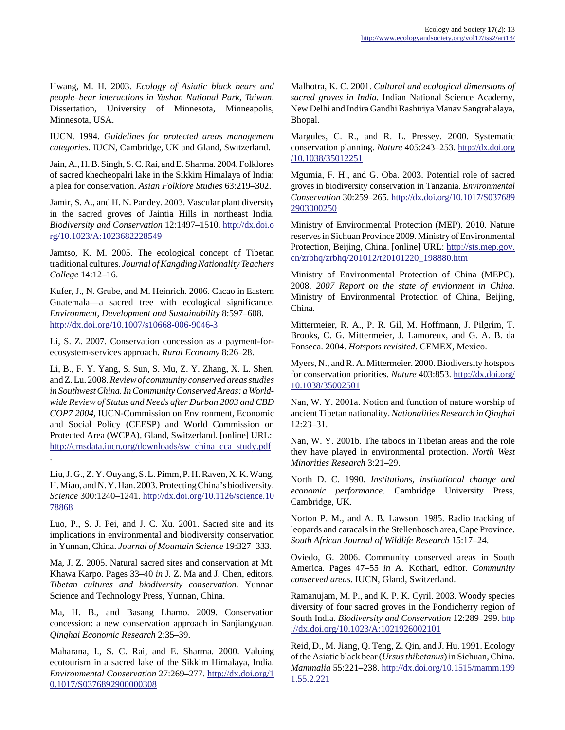Hwang, M. H. 2003. *Ecology of Asiatic black bears and people–bear interactions in Yushan National Park, Taiwan*. Dissertation, University of Minnesota, Minneapolis, Minnesota, USA.

IUCN. 1994. *Guidelines for protected areas management categories.* IUCN, Cambridge, UK and Gland, Switzerland.

Jain, A., H. B. Singh, S. C. Rai, and E. Sharma. 2004. Folklores of sacred khecheopalri lake in the Sikkim Himalaya of India: a plea for conservation. *Asian Folklore Studies* 63:219–302.

Jamir, S. A., and H. N. Pandey. 2003. Vascular plant diversity in the sacred groves of Jaintia Hills in northeast India. *Biodiversity and Conservation* 12:1497–1510. http://dx.doi.org/10.1023/A:1023682228549

Jamtso, K. M. 2005. The ecological concept of Tibetan traditional cultures. *Journal of Kangding Nationality Teachers College* 14:12–16.

Kufer, J., N. Grube, and M. Heinrich. 2006. Cacao in Eastern Guatemala—a sacred tree with ecological significance. *Environment, Development and Sustainability* 8:597–608. http://dx.doi.org/10.1007/s10668-006-9046-3

Li, S. Z. 2007. Conservation concession as a payment-for-ecosystem-services approach. *Rural Economy* 8:26–28.

Li, B., F. Y. Yang, S. Sun, S. Mu, Z. Y. Zhang, X. L. Shen, and Z. Lu. 2008. *Review of community conserved areas studies in Southwest China. In Community Conserved Areas: a World-wide Review of Status and Needs after Durban 2003 and CBD COP7 2004*, IUCN-Commission on Environment, Economic and Social Policy (CEESP) and World Commission on Protected Area (WCPA), Gland, Switzerland. [online] URL: http://cmsdata.iucn.org/downloads/sw_china_cca_study.pdf .

Liu, J. G., Z. Y. Ouyang, S. L. Pimm, P. H. Raven, X. K. Wang, H. Miao, and N. Y. Han. 2003. Protecting China's biodiversity. *Science* 300:1240–1241. http://dx.doi.org/10.1126/science.1078868

Luo, P., S. J. Pei, and J. C. Xu. 2001. Sacred site and its implications in environmental and biodiversity conservation in Yunnan, China. *Journal of Mountain Science* 19:327–333.

Ma, J. Z. 2005. Natural sacred sites and conservation at Mt. Khawa Karpo. Pages 33–40 *in* J. Z. Ma and J. Chen, editors. *Tibetan cultures and biodiversity conservation.* Yunnan Science and Technology Press, Yunnan, China.

Ma, H. B., and Basang Lhamo. 2009. Conservation concession: a new conservation approach in Sanjiangyuan. *Qinghai Economic Research* 2:35–39.

Maharana, I., S. C. Rai, and E. Sharma. 2000. Valuing ecotourism in a sacred lake of the Sikkim Himalaya, India. *Environmental Conservation* 27:269–277. http://dx.doi.org/10.1017/S0376892900000308

Malhotra, K. C. 2001. *Cultural and ecological dimensions of sacred groves in India.* Indian National Science Academy, New Delhi and Indira Gandhi Rashtriya Manav Sangrahalaya, Bhopal.

Margules, C. R., and R. L. Pressey. 2000. Systematic conservation planning. *Nature* 405:243–253. http://dx.doi.org/10.1038/35012251

Mgumia, F. H., and G. Oba. 2003. Potential role of sacred groves in biodiversity conservation in Tanzania. *Environmental Conservation* 30:259–265. http://dx.doi.org/10.1017/S0376892903000250

Ministry of Environmental Protection (MEP). 2010. Nature reserves in Sichuan Province 2009. Ministry of Environmental Protection, Beijing, China. [online] URL: http://sts.mep.gov.cn/zrbhq/zrbhq/201012/t20101220_198880.htm

Ministry of Environmental Protection of China (MEPC). 2008. *2007 Report on the state of enviorment in China*. Ministry of Environmental Protection of China, Beijing, China.

Mittermeier, R. A., P. R. Gil, M. Hoffmann, J. Pilgrim, T. Brooks, C. G. Mittermeier, J. Lamoreux, and G. A. B. da Fonseca. 2004. *Hotspots revisited*. CEMEX, Mexico.

Myers, N., and R. A. Mittermeier. 2000. Biodiversity hotspots for conservation priorities. *Nature* 403:853. http://dx.doi.org/10.1038/35002501

Nan, W. Y. 2001a. Notion and function of nature worship of ancient Tibetan nationality. *Nationalities Research in Qinghai* 12:23–31.

Nan, W. Y. 2001b. The taboos in Tibetan areas and the role they have played in environmental protection. *North West Minorities Research* 3:21–29.

North D. C. 1990. *Institutions, institutional change and economic performance*. Cambridge University Press, Cambridge, UK.

Norton P. M., and A. B. Lawson. 1985. Radio tracking of leopards and caracals in the Stellenbosch area, Cape Province. *South African Journal of Wildlife Research* 15:17–24.

Oviedo, G. 2006. Community conserved areas in South America. Pages 47–55 *in* A. Kothari, editor. *Community conserved areas*. IUCN, Gland, Switzerland.

Ramanujam, M. P., and K. P. K. Cyril. 2003. Woody species diversity of four sacred groves in the Pondicherry region of South India. *Biodiversity and Conservation* 12:289–299. http://dx.doi.org/10.1023/A:1021926002101

Reid, D., M. Jiang, Q. Teng, Z. Qin, and J. Hu. 1991. Ecology of the Asiatic black bear (*Ursus thibetanus*) in Sichuan, China. *Mammalia* 55:221–238. http://dx.doi.org/10.1515/mamm.1991.55.2.221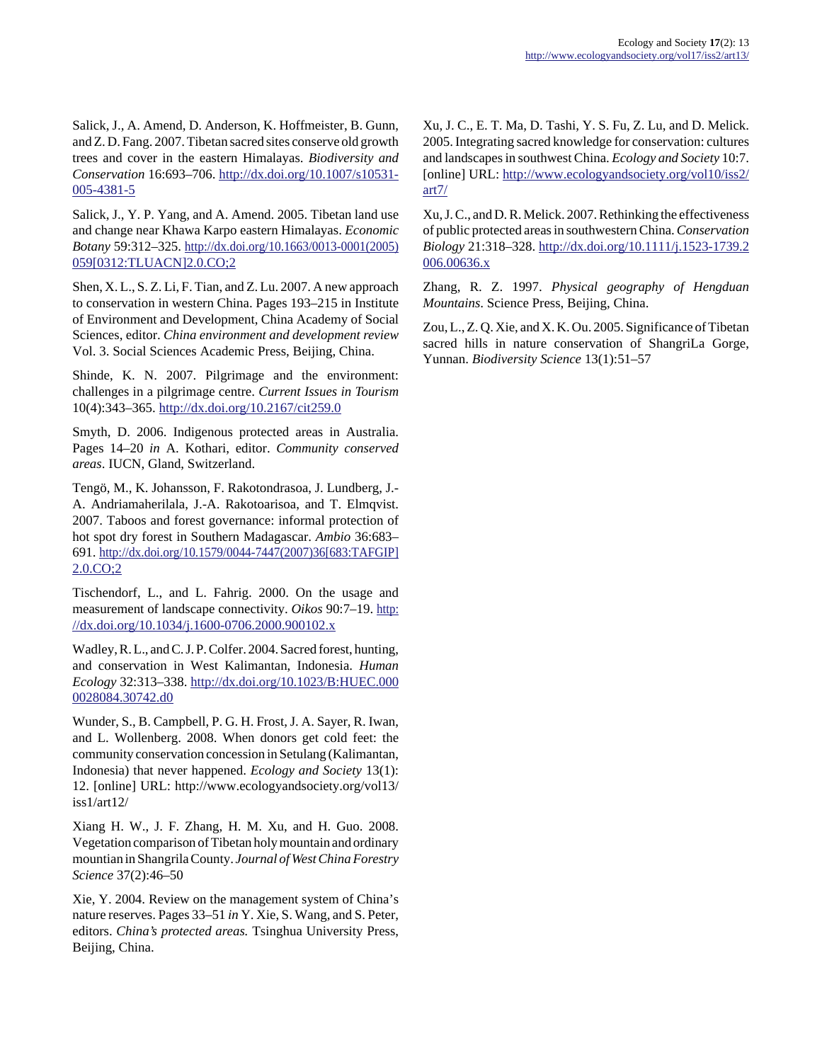Salick, J., A. Amend, D. Anderson, K. Hoffmeister, B. Gunn, and Z. D. Fang. 2007. Tibetan sacred sites conserve old growth trees and cover in the eastern Himalayas. *Biodiversity and Conservation* 16:693–706. http://dx.doi.org/10.1007/s10531-005-4381-5

Salick, J., Y. P. Yang, and A. Amend. 2005. Tibetan land use and change near Khawa Karpo eastern Himalayas. *Economic Botany* 59:312–325. http://dx.doi.org/10.1663/0013-0001(2005)059[0312:TLUACN]2.0.CO;2

Shen, X. L., S. Z. Li, F. Tian, and Z. Lu. 2007. A new approach to conservation in western China. Pages 193–215 in Institute of Environment and Development, China Academy of Social Sciences, editor. *China environment and development review* Vol. 3. Social Sciences Academic Press, Beijing, China.

Shinde, K. N. 2007. Pilgrimage and the environment: challenges in a pilgrimage centre. *Current Issues in Tourism* 10(4):343–365. http://dx.doi.org/10.2167/cit259.0

Smyth, D. 2006. Indigenous protected areas in Australia. Pages 14–20 *in* A. Kothari, editor. *Community conserved areas*. IUCN, Gland, Switzerland.

Tengö, M., K. Johansson, F. Rakotondrasoa, J. Lundberg, J.-A. Andriamaherilala, J.-A. Rakotoarisoa, and T. Elmqvist. 2007. Taboos and forest governance: informal protection of hot spot dry forest in Southern Madagascar. *Ambio* 36:683–691. http://dx.doi.org/10.1579/0044-7447(2007)36[683:TAFGIP]2.0.CO;2

Tischendorf, L., and L. Fahrig. 2000. On the usage and measurement of landscape connectivity. *Oikos* 90:7–19. http://dx.doi.org/10.1034/j.1600-0706.2000.900102.x

Wadley, R. L., and C. J. P. Colfer. 2004. Sacred forest, hunting, and conservation in West Kalimantan, Indonesia. *Human Ecology* 32:313–338. http://dx.doi.org/10.1023/B:HUEC.0000028084.30742.d0

Wunder, S., B. Campbell, P. G. H. Frost, J. A. Sayer, R. Iwan, and L. Wollenberg. 2008. When donors get cold feet: the community conservation concession in Setulang (Kalimantan, Indonesia) that never happened. *Ecology and Society* 13(1): 12. [online] URL: http://www.ecologyandsociety.org/vol13/iss1/art12/

Xiang H. W., J. F. Zhang, H. M. Xu, and H. Guo. 2008. Vegetation comparison of Tibetan holy mountain and ordinary mountian in Shangrila County. *Journal of West China Forestry Science* 37(2):46–50

Xie, Y. 2004. Review on the management system of China's nature reserves. Pages 33–51 *in* Y. Xie, S. Wang, and S. Peter, editors. *China's protected areas.* Tsinghua University Press, Beijing, China.

Xu, J. C., E. T. Ma, D. Tashi, Y. S. Fu, Z. Lu, and D. Melick. 2005. Integrating sacred knowledge for conservation: cultures and landscapes in southwest China. *Ecology and Society* 10:7. [online] URL: http://www.ecologyandsociety.org/vol10/iss2/art7/

Xu, J. C., and D. R. Melick. 2007. Rethinking the effectiveness of public protected areas in southwestern China. *Conservation Biology* 21:318–328. http://dx.doi.org/10.1111/j.1523-1739.2006.00636.x

Zhang, R. Z. 1997. *Physical geography of Hengduan Mountains*. Science Press, Beijing, China.

Zou, L., Z. Q. Xie, and X. K. Ou. 2005. Significance of Tibetan sacred hills in nature conservation of ShangriLa Gorge, Yunnan. *Biodiversity Science* 13(1):51–57